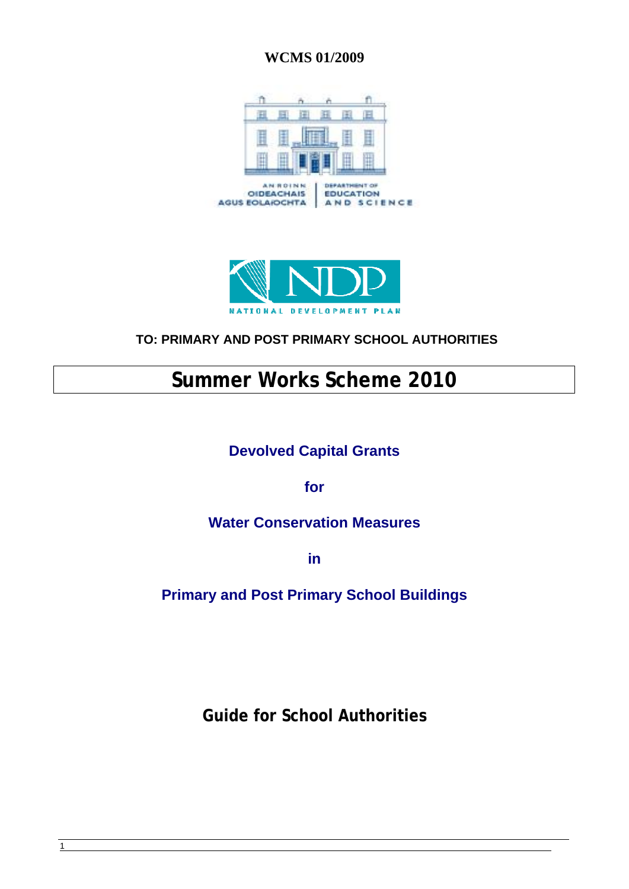**WCMS 01/2009**

AN ROINN OIDEACHAIS AGUS EOLAÍOCHTA | DEPARTMENT OF EDUCATION AND SCIENCE

NDP NATIONAL DEVELOPMENT PLAN

**TO: PRIMARY AND POST PRIMARY SCHOOL AUTHORITIES**

# Summer Works Scheme 2010

## Devolved Capital Grants

## for

## Water Conservation Measures

## in

## Primary and Post Primary School Buildings

## Guide for School Authorities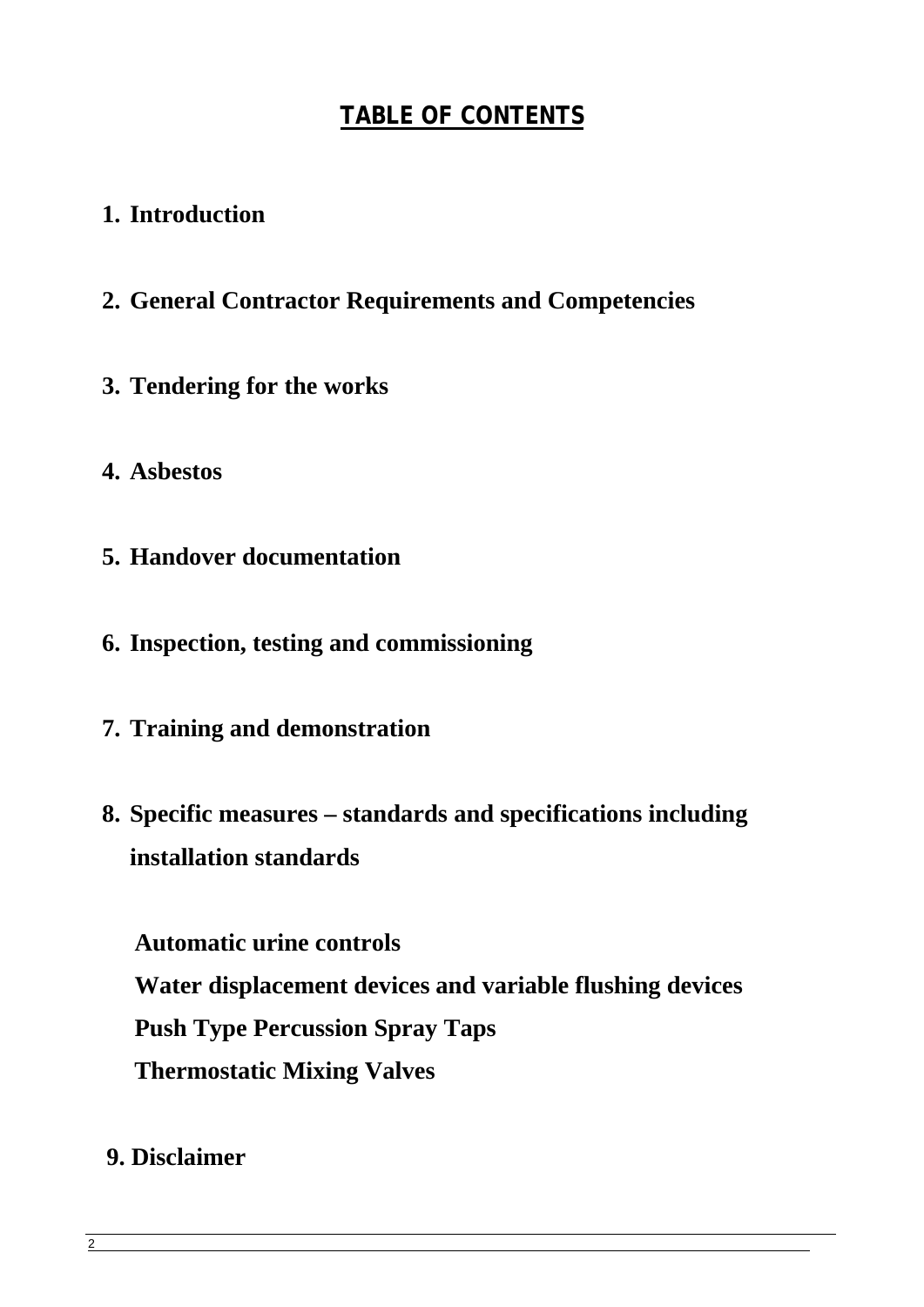# TABLE OF CONTENTS

1. **Introduction**

2. **General Contractor Requirements and Competencies**

3. **Tendering for the works**

4. **Asbestos**

5. **Handover documentation**

6. **Inspection, testing and commissioning**

7. **Training and demonstration**

8. **Specific measures – standards and specifications including installation standards**

   **Automatic urine controls**
   **Water displacement devices and variable flushing devices**
   **Push Type Percussion Spray Taps**
   **Thermostatic Mixing Valves**

9. **Disclaimer**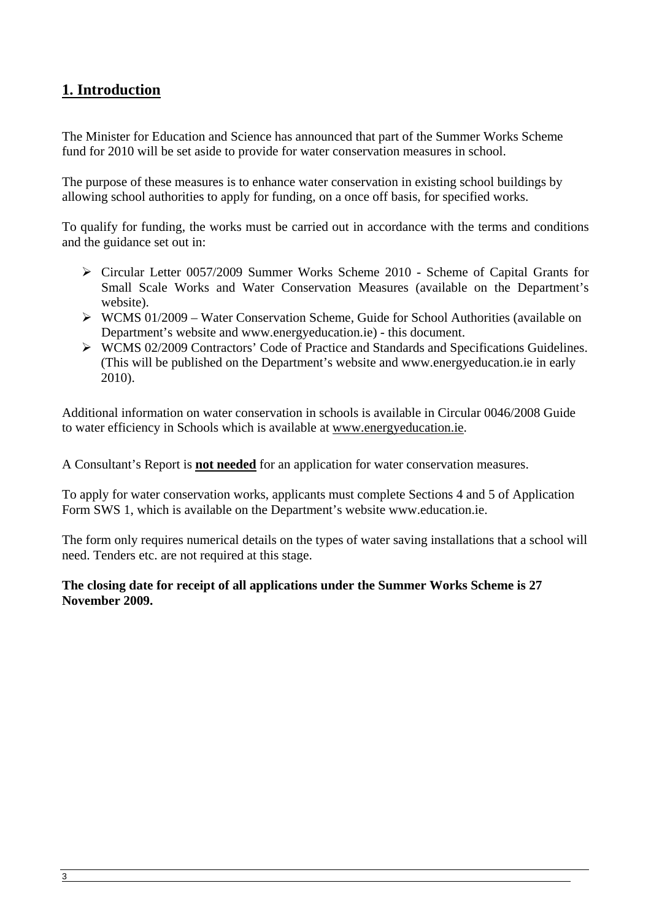## 1. Introduction

The Minister for Education and Science has announced that part of the Summer Works Scheme fund for 2010 will be set aside to provide for water conservation measures in school.

The purpose of these measures is to enhance water conservation in existing school buildings by allowing school authorities to apply for funding, on a once off basis, for specified works.

To qualify for funding, the works must be carried out in accordance with the terms and conditions and the guidance set out in:

- Circular Letter 0057/2009 Summer Works Scheme 2010 - Scheme of Capital Grants for Small Scale Works and Water Conservation Measures (available on the Department's website).
- WCMS 01/2009 – Water Conservation Scheme, Guide for School Authorities (available on Department's website and www.energyeducation.ie) - this document.
- WCMS 02/2009 Contractors' Code of Practice and Standards and Specifications Guidelines. (This will be published on the Department's website and www.energyeducation.ie in early 2010).

Additional information on water conservation in schools is available in Circular 0046/2008 Guide to water efficiency in Schools which is available at www.energyeducation.ie.

A Consultant's Report is **not needed** for an application for water conservation measures.

To apply for water conservation works, applicants must complete Sections 4 and 5 of Application Form SWS 1, which is available on the Department's website www.education.ie.

The form only requires numerical details on the types of water saving installations that a school will need. Tenders etc. are not required at this stage.

**The closing date for receipt of all applications under the Summer Works Scheme is 27 November 2009.**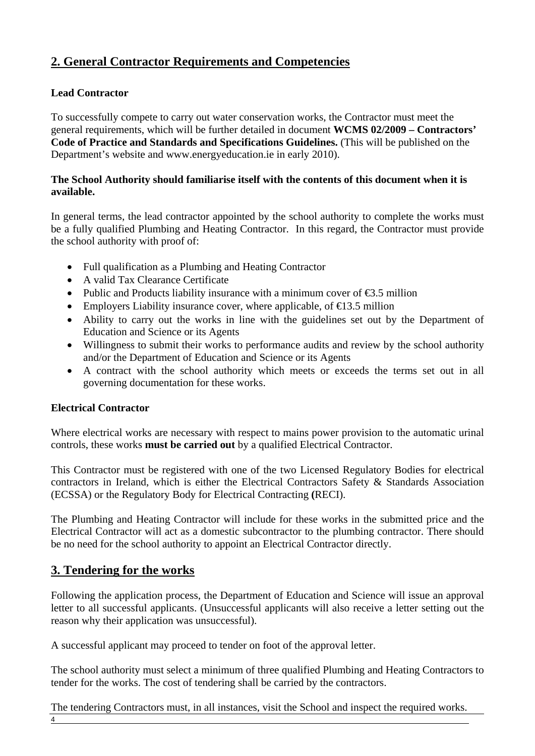## 2. General Contractor Requirements and Competencies

**Lead Contractor**

To successfully compete to carry out water conservation works, the Contractor must meet the general requirements, which will be further detailed in document **WCMS 02/2009 – Contractors' Code of Practice and Standards and Specifications Guidelines.** (This will be published on the Department's website and www.energyeducation.ie in early 2010).

**The School Authority should familiarise itself with the contents of this document when it is available.**

In general terms, the lead contractor appointed by the school authority to complete the works must be a fully qualified Plumbing and Heating Contractor. In this regard, the Contractor must provide the school authority with proof of:

- Full qualification as a Plumbing and Heating Contractor
- A valid Tax Clearance Certificate
- Public and Products liability insurance with a minimum cover of €3.5 million
- Employers Liability insurance cover, where applicable, of €13.5 million
- Ability to carry out the works in line with the guidelines set out by the Department of Education and Science or its Agents
- Willingness to submit their works to performance audits and review by the school authority and/or the Department of Education and Science or its Agents
- A contract with the school authority which meets or exceeds the terms set out in all governing documentation for these works.

**Electrical Contractor**

Where electrical works are necessary with respect to mains power provision to the automatic urinal controls, these works **must be carried out** by a qualified Electrical Contractor.

This Contractor must be registered with one of the two Licensed Regulatory Bodies for electrical contractors in Ireland, which is either the Electrical Contractors Safety & Standards Association (ECSSA) or the Regulatory Body for Electrical Contracting **(**RECI).

The Plumbing and Heating Contractor will include for these works in the submitted price and the Electrical Contractor will act as a domestic subcontractor to the plumbing contractor. There should be no need for the school authority to appoint an Electrical Contractor directly.

## 3. Tendering for the works

Following the application process, the Department of Education and Science will issue an approval letter to all successful applicants. (Unsuccessful applicants will also receive a letter setting out the reason why their application was unsuccessful).

A successful applicant may proceed to tender on foot of the approval letter.

The school authority must select a minimum of three qualified Plumbing and Heating Contractors to tender for the works. The cost of tendering shall be carried by the contractors.

The tendering Contractors must, in all instances, visit the School and inspect the required works.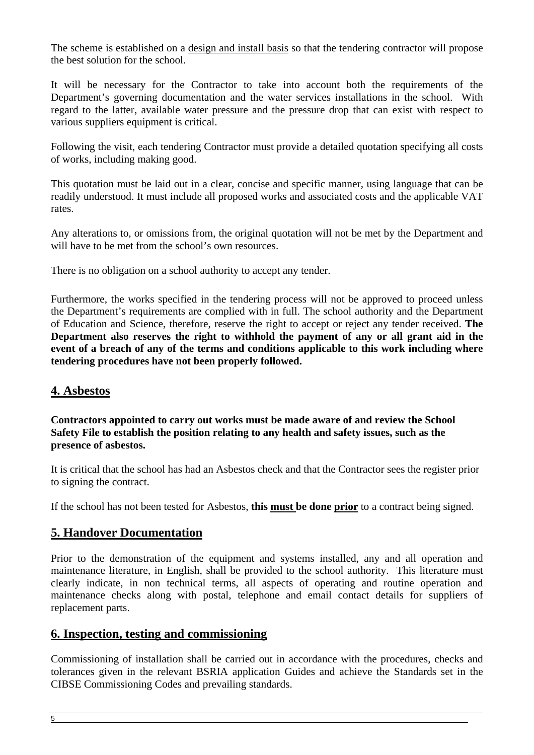The scheme is established on a design and install basis so that the tendering contractor will propose the best solution for the school.

It will be necessary for the Contractor to take into account both the requirements of the Department's governing documentation and the water services installations in the school. With regard to the latter, available water pressure and the pressure drop that can exist with respect to various suppliers equipment is critical.

Following the visit, each tendering Contractor must provide a detailed quotation specifying all costs of works, including making good.

This quotation must be laid out in a clear, concise and specific manner, using language that can be readily understood. It must include all proposed works and associated costs and the applicable VAT rates.

Any alterations to, or omissions from, the original quotation will not be met by the Department and will have to be met from the school's own resources.

There is no obligation on a school authority to accept any tender.

Furthermore, the works specified in the tendering process will not be approved to proceed unless the Department's requirements are complied with in full. The school authority and the Department of Education and Science, therefore, reserve the right to accept or reject any tender received. **The Department also reserves the right to withhold the payment of any or all grant aid in the event of a breach of any of the terms and conditions applicable to this work including where tendering procedures have not been properly followed.**

## 4. Asbestos

**Contractors appointed to carry out works must be made aware of and review the School Safety File to establish the position relating to any health and safety issues, such as the presence of asbestos.**

It is critical that the school has had an Asbestos check and that the Contractor sees the register prior to signing the contract.

If the school has not been tested for Asbestos, **this must be done prior** to a contract being signed.

## 5. Handover Documentation

Prior to the demonstration of the equipment and systems installed, any and all operation and maintenance literature, in English, shall be provided to the school authority. This literature must clearly indicate, in non technical terms, all aspects of operating and routine operation and maintenance checks along with postal, telephone and email contact details for suppliers of replacement parts.

## 6. Inspection, testing and commissioning

Commissioning of installation shall be carried out in accordance with the procedures, checks and tolerances given in the relevant BSRIA application Guides and achieve the Standards set in the CIBSE Commissioning Codes and prevailing standards.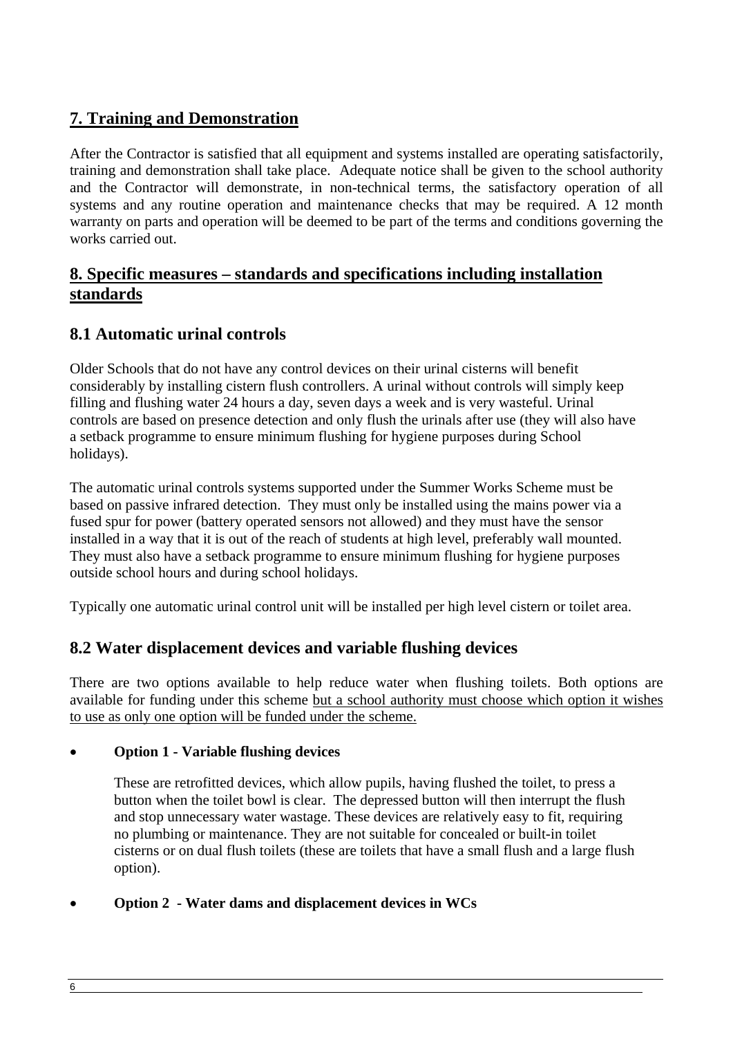## 7. Training and Demonstration

After the Contractor is satisfied that all equipment and systems installed are operating satisfactorily, training and demonstration shall take place. Adequate notice shall be given to the school authority and the Contractor will demonstrate, in non-technical terms, the satisfactory operation of all systems and any routine operation and maintenance checks that may be required. A 12 month warranty on parts and operation will be deemed to be part of the terms and conditions governing the works carried out.

## 8. Specific measures – standards and specifications including installation standards

### 8.1 Automatic urinal controls

Older Schools that do not have any control devices on their urinal cisterns will benefit considerably by installing cistern flush controllers. A urinal without controls will simply keep filling and flushing water 24 hours a day, seven days a week and is very wasteful. Urinal controls are based on presence detection and only flush the urinals after use (they will also have a setback programme to ensure minimum flushing for hygiene purposes during School holidays).

The automatic urinal controls systems supported under the Summer Works Scheme must be based on passive infrared detection. They must only be installed using the mains power via a fused spur for power (battery operated sensors not allowed) and they must have the sensor installed in a way that it is out of the reach of students at high level, preferably wall mounted. They must also have a setback programme to ensure minimum flushing for hygiene purposes outside school hours and during school holidays.

Typically one automatic urinal control unit will be installed per high level cistern or toilet area.

### 8.2 Water displacement devices and variable flushing devices

There are two options available to help reduce water when flushing toilets. Both options are available for funding under this scheme but a school authority must choose which option it wishes to use as only one option will be funded under the scheme.

- **Option 1 - Variable flushing devices**

  These are retrofitted devices, which allow pupils, having flushed the toilet, to press a button when the toilet bowl is clear. The depressed button will then interrupt the flush and stop unnecessary water wastage. These devices are relatively easy to fit, requiring no plumbing or maintenance. They are not suitable for concealed or built-in toilet cisterns or on dual flush toilets (these are toilets that have a small flush and a large flush option).

- **Option 2 - Water dams and displacement devices in WCs**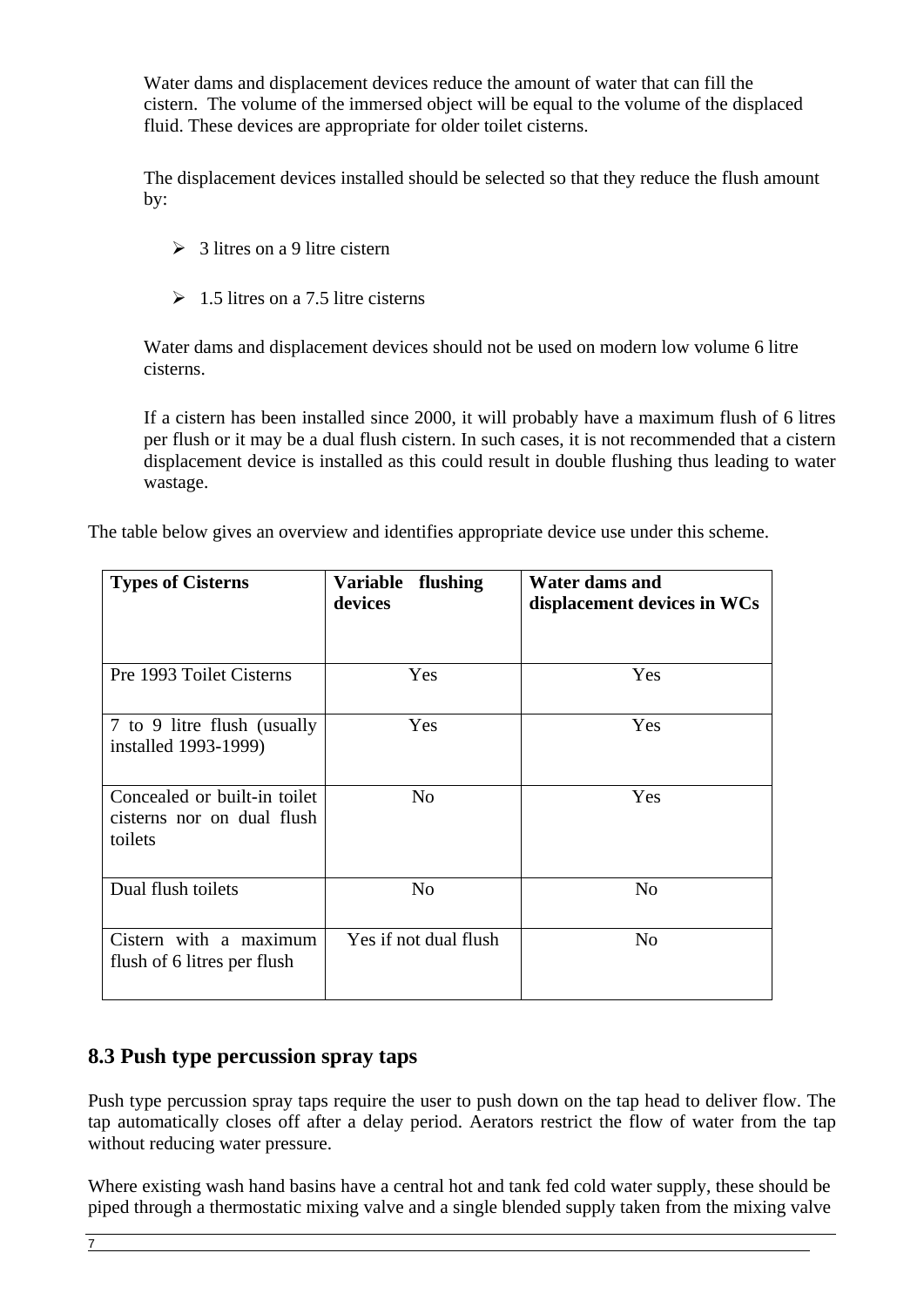Water dams and displacement devices reduce the amount of water that can fill the cistern. The volume of the immersed object will be equal to the volume of the displaced fluid. These devices are appropriate for older toilet cisterns.

The displacement devices installed should be selected so that they reduce the flush amount by:

- 3 litres on a 9 litre cistern
- 1.5 litres on a 7.5 litre cisterns

Water dams and displacement devices should not be used on modern low volume 6 litre cisterns.

If a cistern has been installed since 2000, it will probably have a maximum flush of 6 litres per flush or it may be a dual flush cistern. In such cases, it is not recommended that a cistern displacement device is installed as this could result in double flushing thus leading to water wastage.

The table below gives an overview and identifies appropriate device use under this scheme.

| Types of Cisterns | Variable flushing devices | Water dams and displacement devices in WCs |
|---|---|---|
| Pre 1993 Toilet Cisterns | Yes | Yes |
| 7 to 9 litre flush (usually installed 1993-1999) | Yes | Yes |
| Concealed or built-in toilet cisterns nor on dual flush toilets | No | Yes |
| Dual flush toilets | No | No |
| Cistern with a maximum flush of 6 litres per flush | Yes if not dual flush | No |

## 8.3 Push type percussion spray taps

Push type percussion spray taps require the user to push down on the tap head to deliver flow. The tap automatically closes off after a delay period. Aerators restrict the flow of water from the tap without reducing water pressure.

Where existing wash hand basins have a central hot and tank fed cold water supply, these should be piped through a thermostatic mixing valve and a single blended supply taken from the mixing valve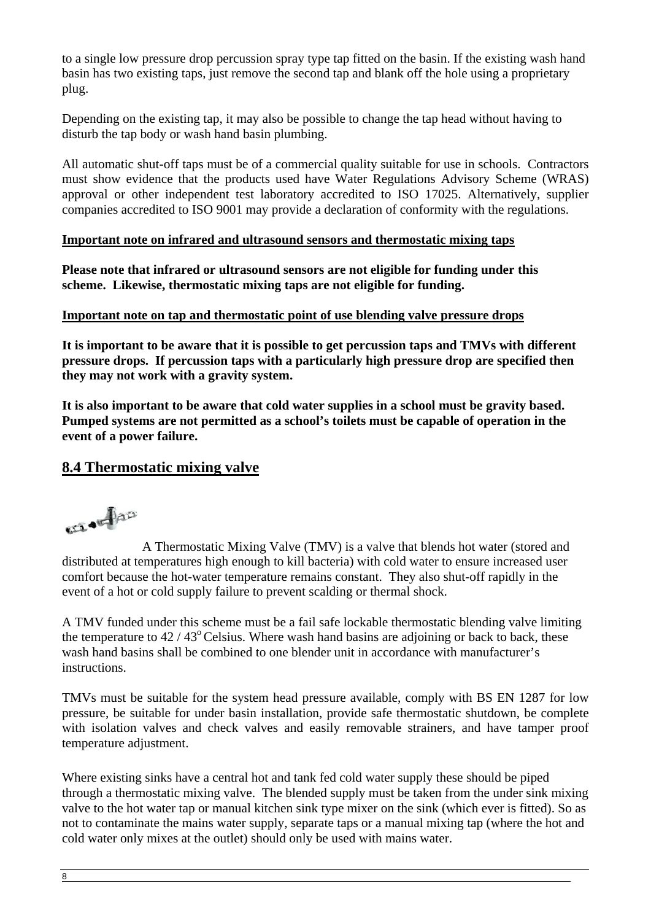to a single low pressure drop percussion spray type tap fitted on the basin. If the existing wash hand basin has two existing taps, just remove the second tap and blank off the hole using a proprietary plug.

Depending on the existing tap, it may also be possible to change the tap head without having to disturb the tap body or wash hand basin plumbing.

All automatic shut-off taps must be of a commercial quality suitable for use in schools. Contractors must show evidence that the products used have Water Regulations Advisory Scheme (WRAS) approval or other independent test laboratory accredited to ISO 17025. Alternatively, supplier companies accredited to ISO 9001 may provide a declaration of conformity with the regulations.

**Important note on infrared and ultrasound sensors and thermostatic mixing taps**

**Please note that infrared or ultrasound sensors are not eligible for funding under this scheme. Likewise, thermostatic mixing taps are not eligible for funding.**

**Important note on tap and thermostatic point of use blending valve pressure drops**

**It is important to be aware that it is possible to get percussion taps and TMVs with different pressure drops. If percussion taps with a particularly high pressure drop are specified then they may not work with a gravity system.**

**It is also important to be aware that cold water supplies in a school must be gravity based. Pumped systems are not permitted as a school's toilets must be capable of operation in the event of a power failure.**

## 8.4 Thermostatic mixing valve

A Thermostatic Mixing Valve (TMV) is a valve that blends hot water (stored and distributed at temperatures high enough to kill bacteria) with cold water to ensure increased user comfort because the hot-water temperature remains constant. They also shut-off rapidly in the event of a hot or cold supply failure to prevent scalding or thermal shock.

A TMV funded under this scheme must be a fail safe lockable thermostatic blending valve limiting the temperature to 42 / 43$^{o}$ Celsius. Where wash hand basins are adjoining or back to back, these wash hand basins shall be combined to one blender unit in accordance with manufacturer's instructions.

TMVs must be suitable for the system head pressure available, comply with BS EN 1287 for low pressure, be suitable for under basin installation, provide safe thermostatic shutdown, be complete with isolation valves and check valves and easily removable strainers, and have tamper proof temperature adjustment.

Where existing sinks have a central hot and tank fed cold water supply these should be piped through a thermostatic mixing valve. The blended supply must be taken from the under sink mixing valve to the hot water tap or manual kitchen sink type mixer on the sink (which ever is fitted). So as not to contaminate the mains water supply, separate taps or a manual mixing tap (where the hot and cold water only mixes at the outlet) should only be used with mains water.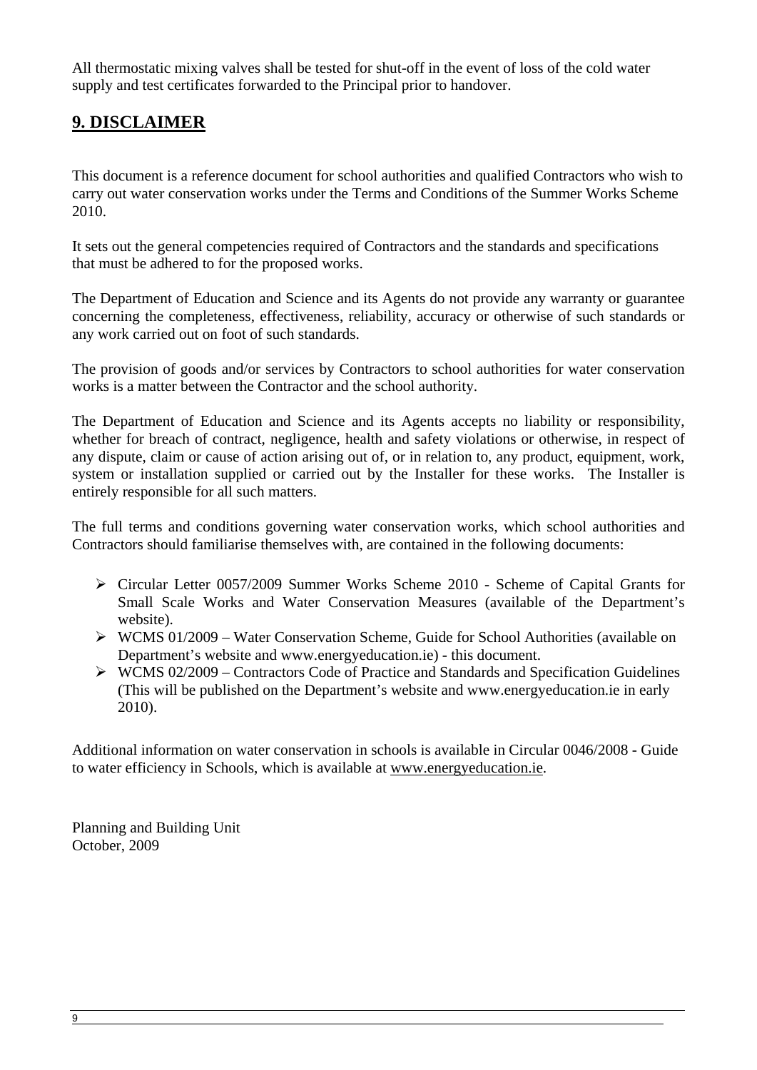All thermostatic mixing valves shall be tested for shut-off in the event of loss of the cold water supply and test certificates forwarded to the Principal prior to handover.

## 9. DISCLAIMER

This document is a reference document for school authorities and qualified Contractors who wish to carry out water conservation works under the Terms and Conditions of the Summer Works Scheme 2010.

It sets out the general competencies required of Contractors and the standards and specifications that must be adhered to for the proposed works.

The Department of Education and Science and its Agents do not provide any warranty or guarantee concerning the completeness, effectiveness, reliability, accuracy or otherwise of such standards or any work carried out on foot of such standards.

The provision of goods and/or services by Contractors to school authorities for water conservation works is a matter between the Contractor and the school authority.

The Department of Education and Science and its Agents accepts no liability or responsibility, whether for breach of contract, negligence, health and safety violations or otherwise, in respect of any dispute, claim or cause of action arising out of, or in relation to, any product, equipment, work, system or installation supplied or carried out by the Installer for these works. The Installer is entirely responsible for all such matters.

The full terms and conditions governing water conservation works, which school authorities and Contractors should familiarise themselves with, are contained in the following documents:

- Circular Letter 0057/2009 Summer Works Scheme 2010 - Scheme of Capital Grants for Small Scale Works and Water Conservation Measures (available of the Department's website).
- WCMS 01/2009 – Water Conservation Scheme, Guide for School Authorities (available on Department's website and www.energyeducation.ie) - this document.
- WCMS 02/2009 – Contractors Code of Practice and Standards and Specification Guidelines (This will be published on the Department's website and www.energyeducation.ie in early 2010).

Additional information on water conservation in schools is available in Circular 0046/2008 - Guide to water efficiency in Schools, which is available at www.energyeducation.ie.

Planning and Building Unit
October, 2009